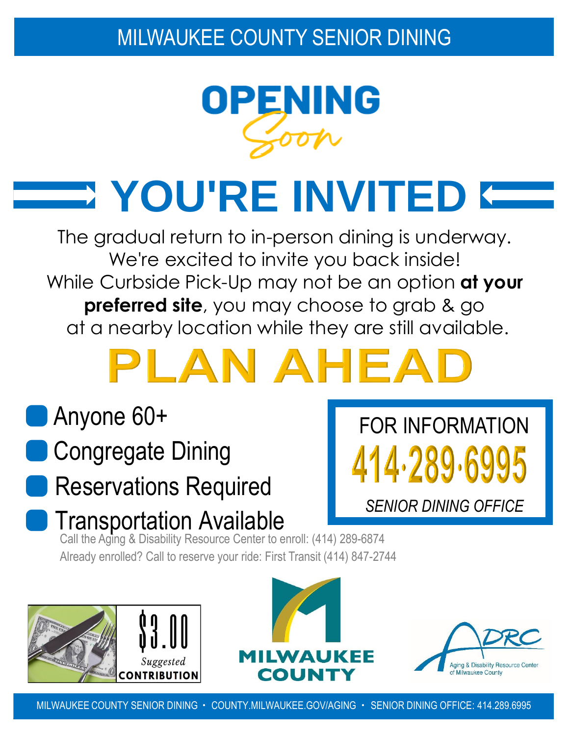# MILWAUKEE COUNTY SENIOR DINING

## OPENING Soon

# YOU'RE INVITED

The gradual return to in-person dining is underway.
We're excited to invite you back inside!
While Curbside Pick-Up may not be an option **at your preferred site**, you may choose to grab & go at a nearby location while they are still available.

# PLAN AHEAD

- Anyone 60+
- Congregate Dining
- Reservations Required
- Transportation Available

Call the Aging & Disability Resource Center to enroll: (414) 289-6874
Already enrolled? Call to reserve your ride: First Transit (414) 847-2744

**FOR INFORMATION**
**414·289·6995**
*SENIOR DINING OFFICE*

**$3.00** *Suggested* **CONTRIBUTION**

MILWAUKEE COUNTY

ADRC
Aging & Disability Resource Center of Milwaukee County

MILWAUKEE COUNTY SENIOR DINING • COUNTY.MILWAUKEE.GOV/AGING • SENIOR DINING OFFICE: 414.289.6995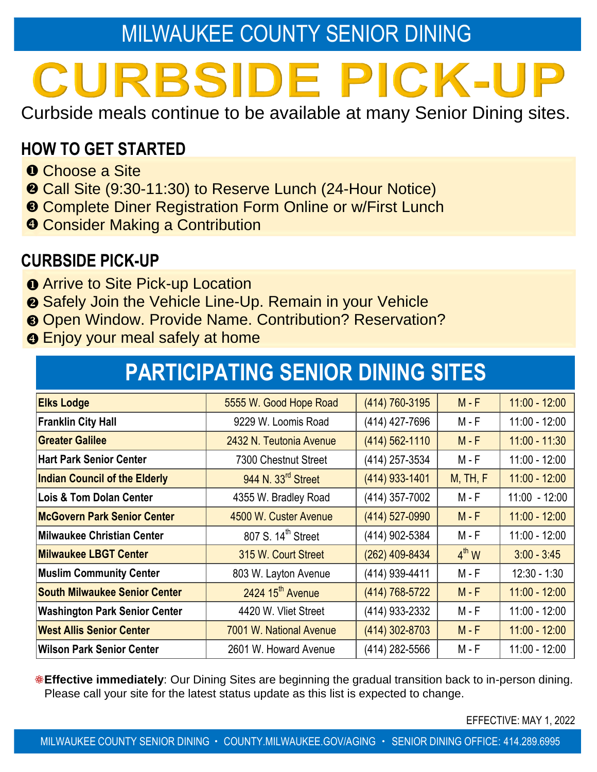# MILWAUKEE COUNTY SENIOR DINING

# CURBSIDE PICK-UP

Curbside meals continue to be available at many Senior Dining sites.

## HOW TO GET STARTED

❶ Choose a Site
❷ Call Site (9:30-11:30) to Reserve Lunch (24-Hour Notice)
❸ Complete Diner Registration Form Online or w/First Lunch
❹ Consider Making a Contribution

## CURBSIDE PICK-UP

❶ Arrive to Site Pick-up Location
❷ Safely Join the Vehicle Line-Up. Remain in your Vehicle
❸ Open Window. Provide Name. Contribution? Reservation?
❹ Enjoy your meal safely at home

## PARTICIPATING SENIOR DINING SITES

| | | | | |
|---|---|---|---|---|
| **Elks Lodge** | 5555 W. Good Hope Road | (414) 760-3195 | M - F | 11:00 - 12:00 |
| **Franklin City Hall** | 9229 W. Loomis Road | (414) 427-7696 | M - F | 11:00 - 12:00 |
| **Greater Galilee** | 2432 N. Teutonia Avenue | (414) 562-1110 | M - F | 11:00 - 11:30 |
| **Hart Park Senior Center** | 7300 Chestnut Street | (414) 257-3534 | M - F | 11:00 - 12:00 |
| **Indian Council of the Elderly** | 944 N. 33rd Street | (414) 933-1401 | M, TH, F | 11:00 - 12:00 |
| **Lois & Tom Dolan Center** | 4355 W. Bradley Road | (414) 357-7002 | M - F | 11:00 - 12:00 |
| **McGovern Park Senior Center** | 4500 W. Custer Avenue | (414) 527-0990 | M - F | 11:00 - 12:00 |
| **Milwaukee Christian Center** | 807 S. 14th Street | (414) 902-5384 | M - F | 11:00 - 12:00 |
| **Milwaukee LBGT Center** | 315 W. Court Street | (262) 409-8434 | 4th W | 3:00 - 3:45 |
| **Muslim Community Center** | 803 W. Layton Avenue | (414) 939-4411 | M - F | 12:30 - 1:30 |
| **South Milwaukee Senior Center** | 2424 15th Avenue | (414) 768-5722 | M - F | 11:00 - 12:00 |
| **Washington Park Senior Center** | 4420 W. Vliet Street | (414) 933-2332 | M - F | 11:00 - 12:00 |
| **West Allis Senior Center** | 7001 W. National Avenue | (414) 302-8703 | M - F | 11:00 - 12:00 |
| **Wilson Park Senior Center** | 2601 W. Howard Avenue | (414) 282-5566 | M - F | 11:00 - 12:00 |

❁**Effective immediately**: Our Dining Sites are beginning the gradual transition back to in-person dining. Please call your site for the latest status update as this list is expected to change.

EFFECTIVE: MAY 1, 2022

MILWAUKEE COUNTY SENIOR DINING • COUNTY.MILWAUKEE.GOV/AGING • SENIOR DINING OFFICE: 414.289.6995